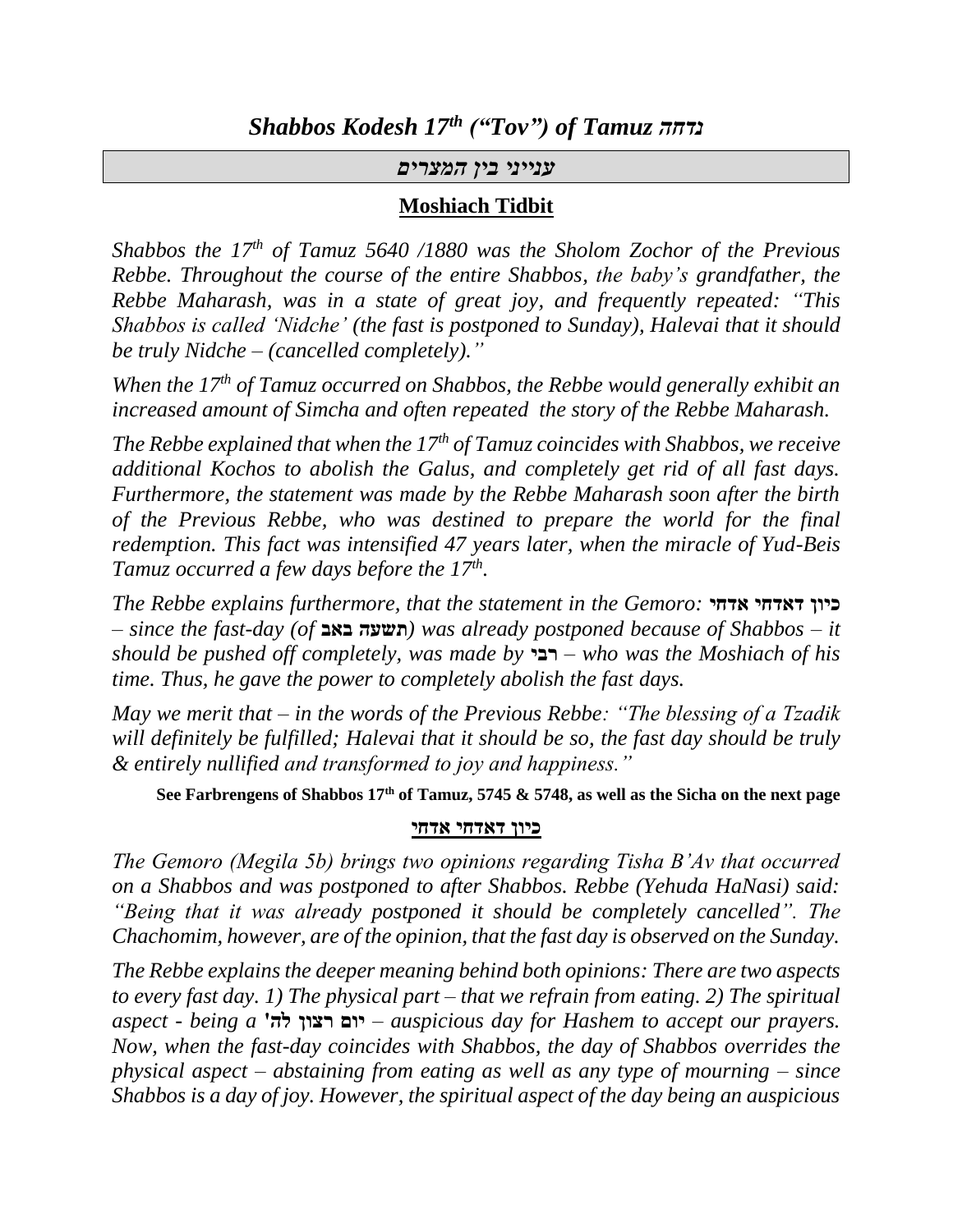# *Shabbos Kodesh 17th ("Tov") of Tamuz נדחה*

## *ענייני בין המצרים*

### Moshiach Tidbit

*Shabbos the 17th of Tamuz 5640 /1880 was the Sholom Zochor of the Previous Rebbe. Throughout the course of the entire Shabbos, the baby's grandfather, the Rebbe Maharash, was in a state of great joy, and frequently repeated: "This Shabbos is called 'Nidche' (the fast is postponed to Sunday), Halevai that it should be truly Nidche – (cancelled completely)."*

*When the 17th of Tamuz occurred on Shabbos, the Rebbe would generally exhibit an increased amount of Simcha and often repeated the story of the Rebbe Maharash.*

*The Rebbe explained that when the 17th of Tamuz coincides with Shabbos, we receive additional Kochos to abolish the Galus, and completely get rid of all fast days. Furthermore, the statement was made by the Rebbe Maharash soon after the birth of the Previous Rebbe, who was destined to prepare the world for the final redemption. This fact was intensified 47 years later, when the miracle of Yud-Beis Tamuz occurred a few days before the 17th.*

*The Rebbe explains furthermore, that the statement in the Gemoro:* **כיון דאדחי אדחי** *– since the fast-day (of* **תשעה באב***) was already postponed because of Shabbos – it should be pushed off completely, was made by* **רבי** *– who was the Moshiach of his time. Thus, he gave the power to completely abolish the fast days.*

*May we merit that – in the words of the Previous Rebbe: "The blessing of a Tzadik will definitely be fulfilled; Halevai that it should be so, the fast day should be truly & entirely nullified and transformed to joy and happiness."*

**See Farbrengens of Shabbos 17th of Tamuz, 5745 & 5748, as well as the Sicha on the next page**

### כיון דאדחי אדחי

*The Gemoro (Megila 5b) brings two opinions regarding Tisha B'Av that occurred on a Shabbos and was postponed to after Shabbos. Rebbe (Yehuda HaNasi) said: "Being that it was already postponed it should be completely cancelled". The Chachomim, however, are of the opinion, that the fast day is observed on the Sunday.*

*The Rebbe explains the deeper meaning behind both opinions: There are two aspects to every fast day. 1) The physical part – that we refrain from eating. 2) The spiritual aspect - being a* **יום רצון לה'** *– auspicious day for Hashem to accept our prayers. Now, when the fast-day coincides with Shabbos, the day of Shabbos overrides the physical aspect – abstaining from eating as well as any type of mourning – since Shabbos is a day of joy. However, the spiritual aspect of the day being an auspicious*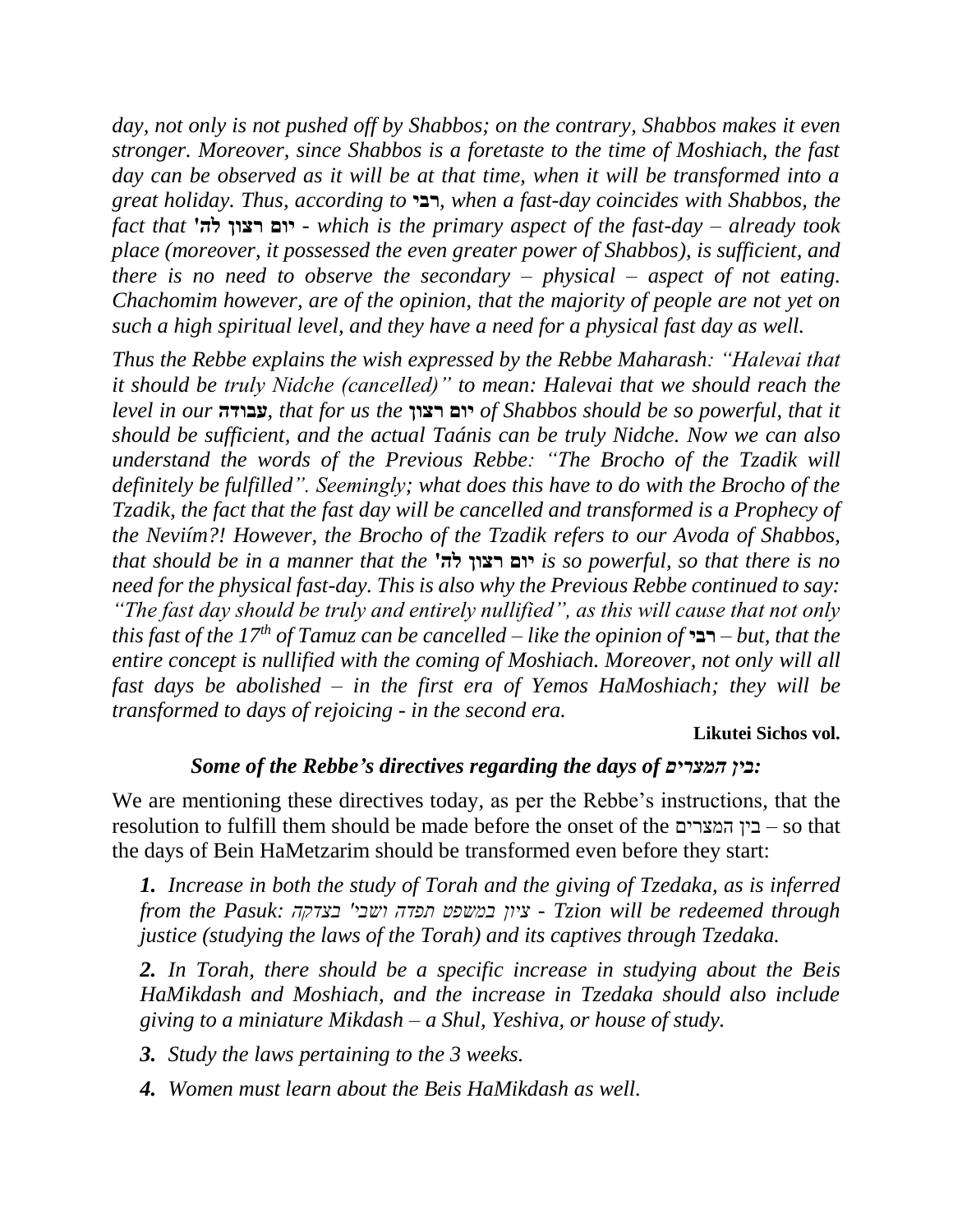*day, not only is not pushed off by Shabbos; on the contrary, Shabbos makes it even stronger. Moreover, since Shabbos is a foretaste to the time of Moshiach, the fast day can be observed as it will be at that time, when it will be transformed into a great holiday. Thus, according to* **רבי***, when a fast-day coincides with Shabbos, the fact that* **יום רצון לה'** *- which is the primary aspect of the fast-day – already took place (moreover, it possessed the even greater power of Shabbos), is sufficient, and there is no need to observe the secondary – physical – aspect of not eating. Chachomim however, are of the opinion, that the majority of people are not yet on such a high spiritual level, and they have a need for a physical fast day as well.*

*Thus the Rebbe explains the wish expressed by the Rebbe Maharash: "Halevai that it should be truly Nidche (cancelled)" to mean: Halevai that we should reach the level in our* **עבודה***, that for us the* **יום רצון** *of Shabbos should be so powerful, that it should be sufficient, and the actual Taánis can be truly Nidche. Now we can also understand the words of the Previous Rebbe: "The Brocho of the Tzadik will definitely be fulfilled". Seemingly; what does this have to do with the Brocho of the Tzadik, the fact that the fast day will be cancelled and transformed is a Prophecy of the Neviím?! However, the Brocho of the Tzadik refers to our Avoda of Shabbos, that should be in a manner that the* **יום רצון לה'** *is so powerful, so that there is no need for the physical fast-day. This is also why the Previous Rebbe continued to say: "The fast day should be truly and entirely nullified", as this will cause that not only this fast of the 17th of Tamuz can be cancelled – like the opinion of* **רבי** *– but, that the entire concept is nullified with the coming of Moshiach. Moreover, not only will all fast days be abolished – in the first era of Yemos HaMoshiach; they will be transformed to days of rejoicing - in the second era.*

**Likutei Sichos vol.**

### *Some of the Rebbe's directives regarding the days of בין המצרים:*

We are mentioning these directives today, as per the Rebbe's instructions, that the resolution to fulfill them should be made before the onset of the בין המצרים – so that the days of Bein HaMetzarim should be transformed even before they start:

***1.*** *Increase in both the study of Torah and the giving of Tzedaka, as is inferred from the Pasuk: ציון במשפט תפדה ושבי' בצדקה - Tzion will be redeemed through justice (studying the laws of the Torah) and its captives through Tzedaka.*

***2.*** *In Torah, there should be a specific increase in studying about the Beis HaMikdash and Moshiach, and the increase in Tzedaka should also include giving to a miniature Mikdash – a Shul, Yeshiva, or house of study.*

***3.*** *Study the laws pertaining to the 3 weeks.*

***4.*** *Women must learn about the Beis HaMikdash as well.*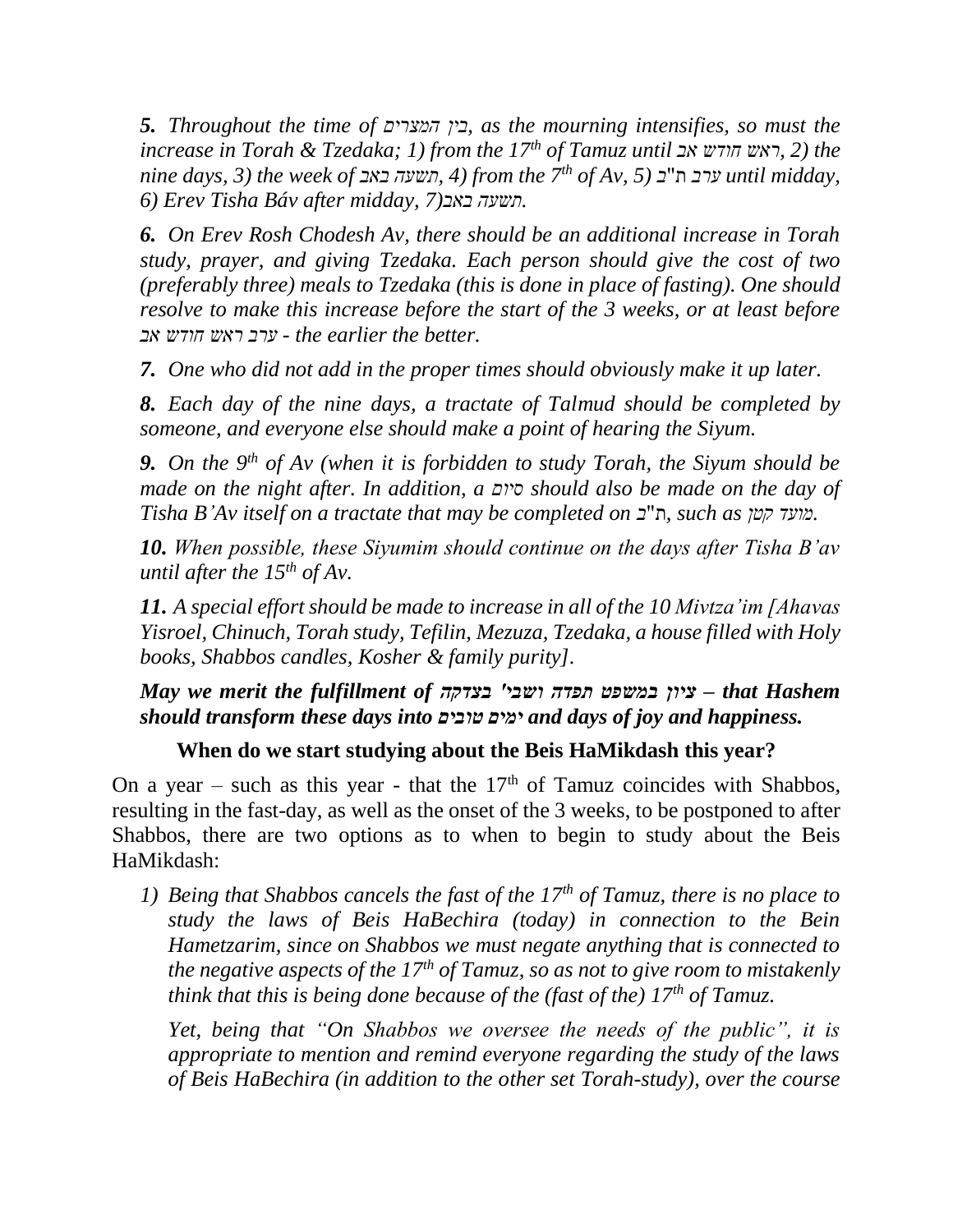***5.*** *Throughout the time of בין המצרים, as the mourning intensifies, so must the increase in Torah & Tzedaka; 1) from the 17th of Tamuz until ראש חודש אב, 2) the nine days, 3) the week of תשעה באב, 4) from the 7th of Av, 5) ערב ת"ב until midday, 6) Erev Tisha Báv after midday, 7)תשעה באב.*

***6.*** *On Erev Rosh Chodesh Av, there should be an additional increase in Torah study, prayer, and giving Tzedaka. Each person should give the cost of two (preferably three) meals to Tzedaka (this is done in place of fasting). One should resolve to make this increase before the start of the 3 weeks, or at least before ערב ראש חודש אב - the earlier the better.*

***7.*** *One who did not add in the proper times should obviously make it up later.*

***8.*** *Each day of the nine days, a tractate of Talmud should be completed by someone, and everyone else should make a point of hearing the Siyum.*

***9.*** *On the 9th of Av (when it is forbidden to study Torah, the Siyum should be made on the night after. In addition, a סיום should also be made on the day of Tisha B'Av itself on a tractate that may be completed on ת"ב, such as מועד קטן.*

***10.*** *When possible, these Siyumim should continue on the days after Tisha B'av until after the 15th of Av.*

***11.*** *A special effort should be made to increase in all of the 10 Mivtza'im [Ahavas Yisroel, Chinuch, Torah study, Tefilin, Mezuza, Tzedaka, a house filled with Holy books, Shabbos candles, Kosher & family purity].*

***May we merit the fulfillment of ציון במשפט תפדה ושבי' בצדקה – that Hashem should transform these days into ימים טובים and days of joy and happiness.***

**When do we start studying about the Beis HaMikdash this year?**

On a year – such as this year - that the 17th of Tamuz coincides with Shabbos, resulting in the fast-day, as well as the onset of the 3 weeks, to be postponed to after Shabbos, there are two options as to when to begin to study about the Beis HaMikdash:

1) *Being that Shabbos cancels the fast of the 17th of Tamuz, there is no place to study the laws of Beis HaBechira (today) in connection to the Bein Hametzarim, since on Shabbos we must negate anything that is connected to the negative aspects of the 17th of Tamuz, so as not to give room to mistakenly think that this is being done because of the (fast of the) 17th of Tamuz.*

   *Yet, being that "On Shabbos we oversee the needs of the public", it is appropriate to mention and remind everyone regarding the study of the laws of Beis HaBechira (in addition to the other set Torah-study), over the course*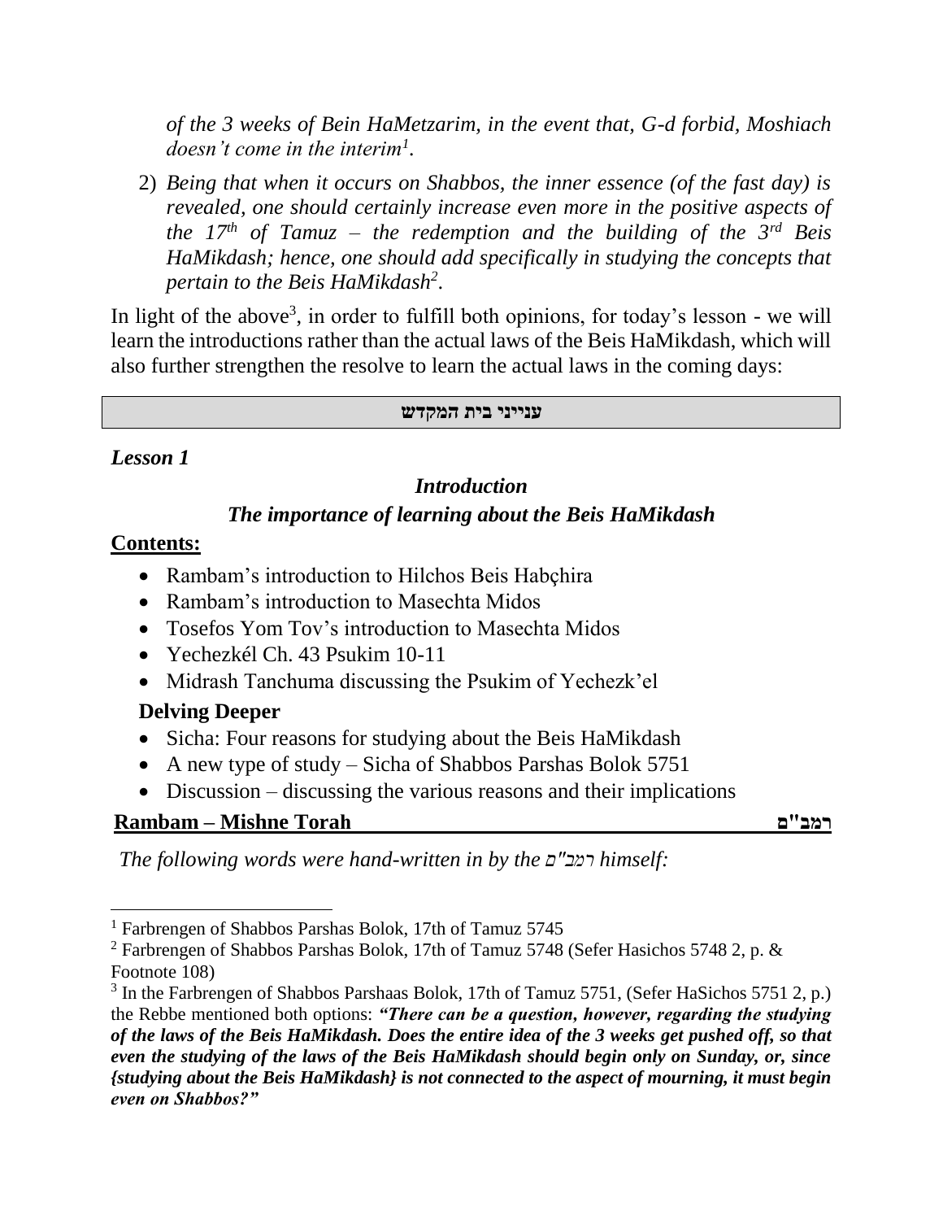*of the 3 weeks of Bein HaMetzarim, in the event that, G-d forbid, Moshiach doesn't come in the interim[1].*

2) *Being that when it occurs on Shabbos, the inner essence (of the fast day) is revealed, one should certainly increase even more in the positive aspects of the 17th of Tamuz – the redemption and the building of the 3rd Beis HaMikdash; hence, one should add specifically in studying the concepts that pertain to the Beis HaMikdash[2].*

In light of the above[3], in order to fulfill both opinions, for today's lesson - we will learn the introductions rather than the actual laws of the Beis HaMikdash, which will also further strengthen the resolve to learn the actual laws in the coming days:

**ענייני בית המקדש**

*Lesson 1*

### *Introduction*

### *The importance of learning about the Beis HaMikdash*

**Contents:**

- Rambam's introduction to Hilchos Beis Habçhira
- Rambam's introduction to Masechta Midos
- Tosefos Yom Tov's introduction to Masechta Midos
- Yechezkél Ch. 43 Psukim 10-11
- Midrash Tanchuma discussing the Psukim of Yechezk'el

**Delving Deeper**

- Sicha: Four reasons for studying about the Beis HaMikdash
- A new type of study – Sicha of Shabbos Parshas Bolok 5751
- Discussion – discussing the various reasons and their implications

**Rambam – Mishne Torah** **רמב"ם**

*The following words were hand-written in by the רמב"ם himself:*

---

[1] Farbrengen of Shabbos Parshas Bolok, 17th of Tamuz 5745

[2] Farbrengen of Shabbos Parshas Bolok, 17th of Tamuz 5748 (Sefer Hasichos 5748 2, p. & Footnote 108)

[3] In the Farbrengen of Shabbos Parshaas Bolok, 17th of Tamuz 5751, (Sefer HaSichos 5751 2, p.) the Rebbe mentioned both options: ***"There can be a question, however, regarding the studying of the laws of the Beis HaMikdash. Does the entire idea of the 3 weeks get pushed off, so that even the studying of the laws of the Beis HaMikdash should begin only on Sunday, or, since {studying about the Beis HaMikdash} is not connected to the aspect of mourning, it must begin even on Shabbos?"***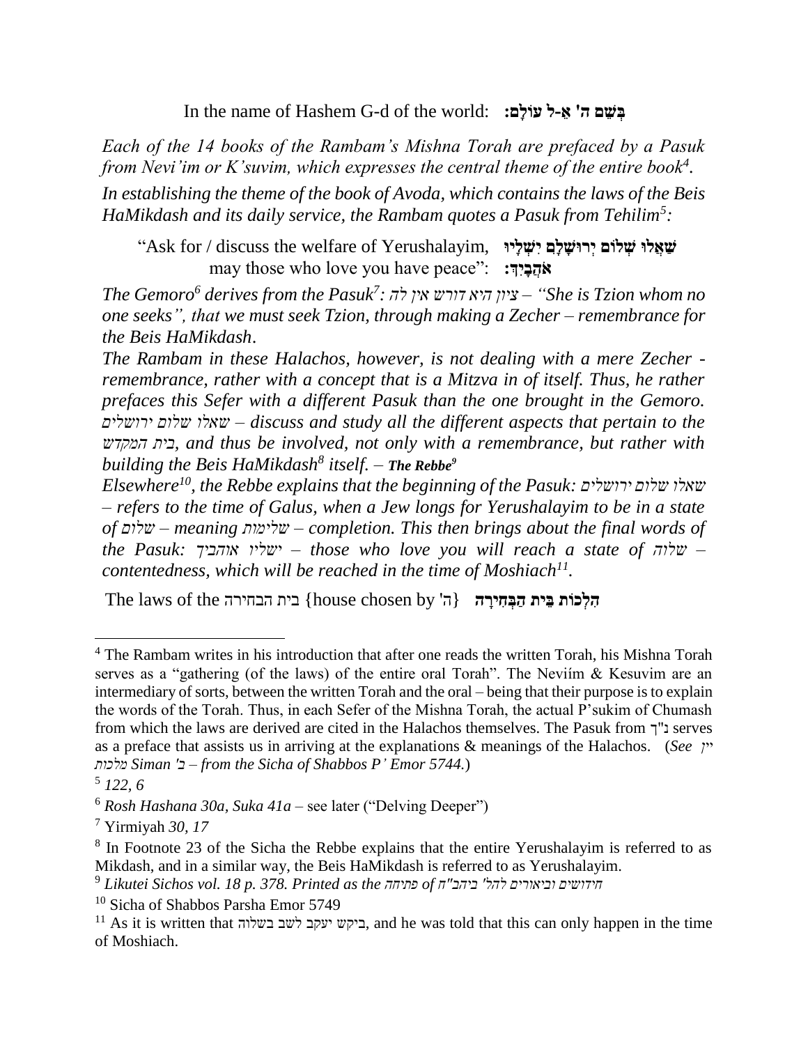In the name of Hashem G-d of the world: **בְּשֵׁם ה' אֵ-ל עוֹלָם:**

*Each of the 14 books of the Rambam's Mishna Torah are prefaced by a Pasuk from Nevi'im or K'suvim, which expresses the central theme of the entire book*[4].

*In establishing the theme of the book of Avoda, which contains the laws of the Beis HaMikdash and its daily service, the Rambam quotes a Pasuk from Tehilim*[5]*:*

"Ask for / discuss the welfare of Yerushalayim, **שַׁאֲלוּ שְׁלוֹם יְרוּשָׁלָם יִשְׁלָיוּ**
may those who love you have peace": **אֹהֲבָיִךְ:**

*The Gemoro*[6] *derives from the Pasuk*[7]*: ציון היא דורש אין לה – "She is Tzion whom no one seeks", that we must seek Tzion, through making a Zecher – remembrance for the Beis HaMikdash.*

*The Rambam in these Halachos, however, is not dealing with a mere Zecher - remembrance, rather with a concept that is a Mitzva in of itself. Thus, he rather prefaces this Sefer with a different Pasuk than the one brought in the Gemoro. שאלו שלום ירושלים – discuss and study all the different aspects that pertain to the בית המקדש, and thus be involved, not only with a remembrance, but rather with building the Beis HaMikdash*[8] *itself. –* ***The Rebbe***[9]

*Elsewhere*[10]*, the Rebbe explains that the beginning of the Pasuk: שאלו שלום ירושלים – refers to the time of Galus, when a Jew longs for Yerushalayim to be in a state of שלום – meaning שלימות – completion. This then brings about the final words of the Pasuk: ישליו אוהביך – those who love you will reach a state of שלוה – contentedness, which will be reached in the time of Moshiach*[11]*.*

The laws of the בית הבחירה {house chosen by 'ה} **הִלְכוֹת בֵּית הַבְּחִירָה**

---

[4] The Rambam writes in his introduction that after one reads the written Torah, his Mishna Torah serves as a "gathering (of the laws) of the entire oral Torah". The Neviím & Kesuvim are an intermediary of sorts, between the written Torah and the oral – being that their purpose is to explain the words of the Torah. Thus, in each Sefer of the Mishna Torah, the actual P'sukim of Chumash from which the laws are derived are cited in the Halachos themselves. The Pasuk from נ"ך serves as a preface that assists us in arriving at the explanations & meanings of the Halachos. (*See עיין מלכות Siman 'ב – from the Sicha of Shabbos P' Emor 5744.*)

[5] *122, 6*

[6] *Rosh Hashana 30a, Suka 41a* – see later ("Delving Deeper")

[7] Yirmiyah *30, 17*

[8] In Footnote 23 of the Sicha the Rebbe explains that the entire Yerushalayim is referred to as Mikdash, and in a similar way, the Beis HaMikdash is referred to as Yerushalayim.

[9] *Likutei Sichos vol. 18 p. 378. Printed as the פתיחה of חידושים וביאורים להל' ביהב"ח*

[10] Sicha of Shabbos Parsha Emor 5749

[11] As it is written that ביקש יעקב לשב בשלוה, and he was told that this can only happen in the time of Moshiach.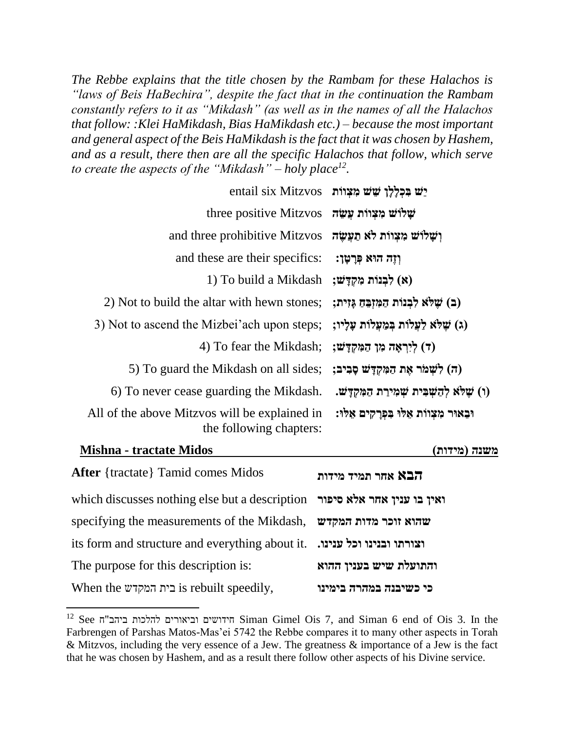*The Rebbe explains that the title chosen by the Rambam for these Halachos is "laws of Beis HaBechira", despite the fact that in the continuation the Rambam constantly refers to it as "Mikdash" (as well as in the names of all the Halachos that follow: :Klei HaMikdash, Bias HaMikdash etc.) – because the most important and general aspect of the Beis HaMikdash is the fact that it was chosen by Hashem, and as a result, there then are all the specific Halachos that follow, which serve to create the aspects of the "Mikdash" – holy place*[12].

| | |
|---|---|
| entail six Mitzvos | **יֵשׁ בִּכְלָלָן שֵׁשׁ מִצְוֹת** |
| three positive Mitzvos | **שָׁלֹשׁ מִצְוֹת עֲשֵׂה** |
| and three prohibitive Mitzvos | **וְשָׁלֹשׁ מִצְוֹת לֹא תַעֲשֶׂה** |
| and these are their specifics: | **וְזֶה הוּא פְּרָטָן:** |
| 1) To build a Mikdash | **(א) לִבְנוֹת מִקְדָּשׁ;** |
| 2) Not to build the altar with hewn stones; | **(ב) שֶׁלֹּא לִבְנוֹת הַמִּזְבֵּחַ גָּזִית;** |
| 3) Not to ascend the Mizbei'ach upon steps; | **(ג) שֶׁלֹּא לַעֲלוֹת בְּמַעֲלוֹת עָלָיו;** |
| 4) To fear the Mikdash; | **(ד) לְיִרְאָה מִן הַמִּקְדָּשׁ;** |
| 5) To guard the Mikdash on all sides; | **(ה) לִשְׁמֹר אֶת הַמִּקְדָּשׁ סָבִיב;** |
| 6) To never cease guarding the Mikdash. | **(ו) שֶׁלֹּא לְהַשְׁבִּית שְׁמִירַת הַמִּקְדָּשׁ.** |
| All of the above Mitzvos will be explained in the following chapters: | **וּבֵאוּר מִצְוֹת אֵלּוּ בִּפְרָקִים אֵלּוּ:** |

## Mishna - tractate Midos — משנה (מידות)

| | |
|---|---|
| **After** {tractate} Tamid comes Midos | **הבא אחר תמיד מידות** |
| which discusses nothing else but a description | **ואין בו ענין אחר אלא סיפור** |
| specifying the measurements of the Mikdash, | **שהוא זוכר מדות המקדש** |
| its form and structure and everything about it. | **וצורתו ובנינו וכל ענינו.** |
| The purpose for this description is: | **והתועלת שיש בענין ההוא** |
| When the בית המקדש is rebuilt speedily, | **כי כשיבנה במהרה בימינו** |

[12] See חידושים וביאורים להלכות ביהב"ח Siman Gimel Ois 7, and Siman 6 end of Ois 3. In the Farbrengen of Parshas Matos-Mas'ei 5742 the Rebbe compares it to many other aspects in Torah & Mitzvos, including the very essence of a Jew. The greatness & importance of a Jew is the fact that he was chosen by Hashem, and as a result there follow other aspects of his Divine service.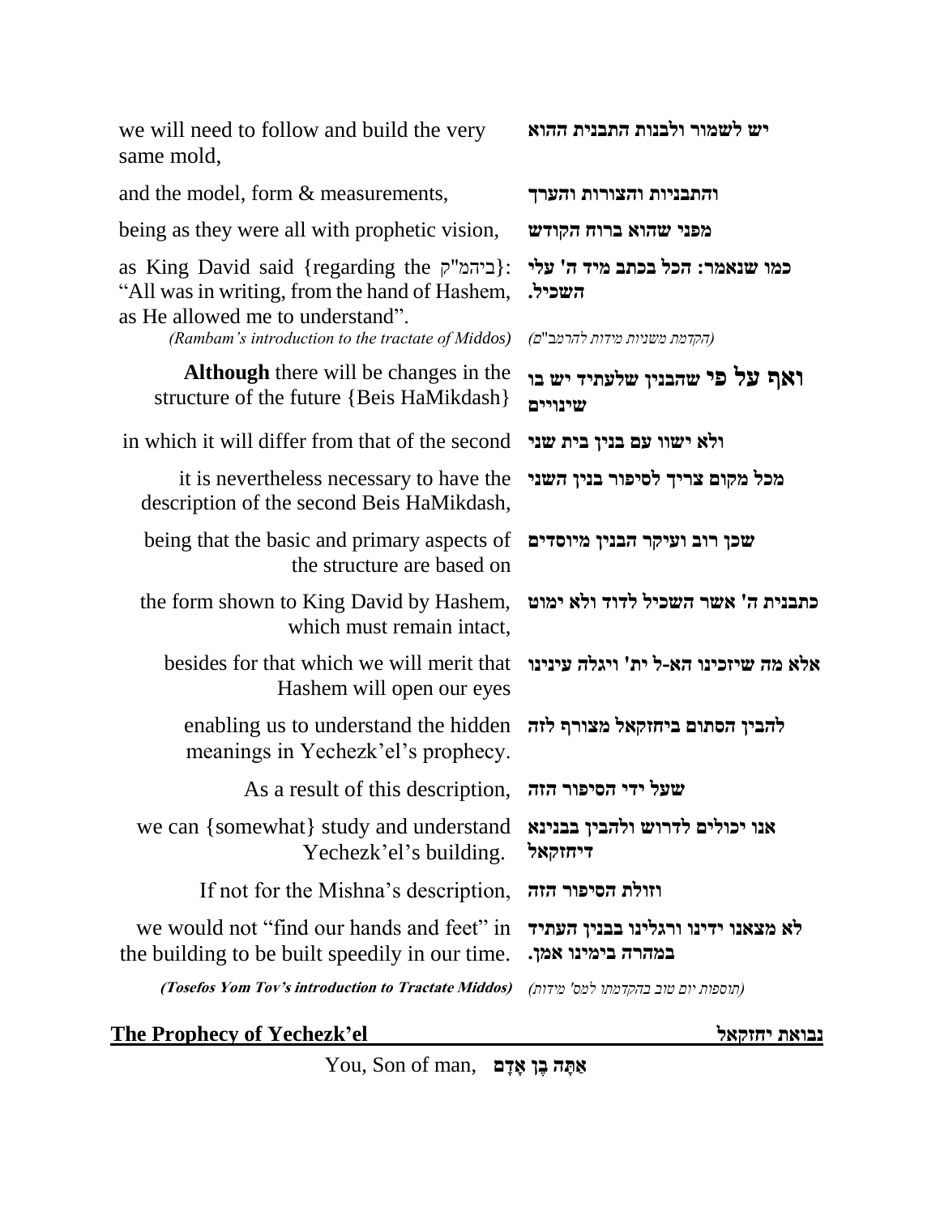| | |
|---|---|
| we will need to follow and build the very same mold, | **יש לשמור ולבנות התבנית ההוא** |
| and the model, form & measurements, | **והתבניות והצורות והערך** |
| being as they were all with prophetic vision, | **מפני שהוא ברוח הקודש** |
| as King David said {regarding the ביהמ"ק}: "All was in writing, from the hand of Hashem, as He allowed me to understand". | **כמו שנאמר: הכל בכתב מיד ה' עלי השכיל.** |
| *(Rambam's introduction to the tractate of Middos)* | *(הקדמת משניות מידות להרמב"ם)* |
| **Although** there will be changes in the structure of the future {Beis HaMikdash} | **ואף על פי שהבנין שלעתיד יש בו שינויים** |
| in which it will differ from that of the second | **ולא ישוו עם בנין בית שני** |
| it is nevertheless necessary to have the description of the second Beis HaMikdash, | **מכל מקום צריך לסיפור בנין השני** |
| being that the basic and primary aspects of the structure are based on | **שכן רוב ועיקר הבנין מיוסדים** |
| the form shown to King David by Hashem, which must remain intact, | **כתבנית ה' אשר השכיל לדוד ולא ימוט** |
| besides for that which we will merit that Hashem will open our eyes | **אלא מה שיזכינו הא-ל ית' ויגלה עינינו** |
| enabling us to understand the hidden meanings in Yechezk'el's prophecy. | **להבין הסתום ביחזקאל מצורף לזה** |
| As a result of this description, | **שעל ידי הסיפור הזה** |
| we can {somewhat} study and understand Yechezk'el's building. | **אנו יכולים לדרוש ולהבין בבנינא דיחזקאל** |
| If not for the Mishna's description, | **וזולת הסיפור הזה** |
| we would not "find our hands and feet" in the building to be built speedily in our time. | **לא מצאנו ידינו ורגלינו בבנין העתיד במהרה בימינו אמן.** |
| ***(Tosefos Yom Tov's introduction to Tractate Middos)*** | *(תוספות יום טוב בהקדמתו למס' מידות)* |

## The Prophecy of Yechezk'el — נבואת יחזקאל

You, Son of man, **אַתָּה בֶן אָדָם**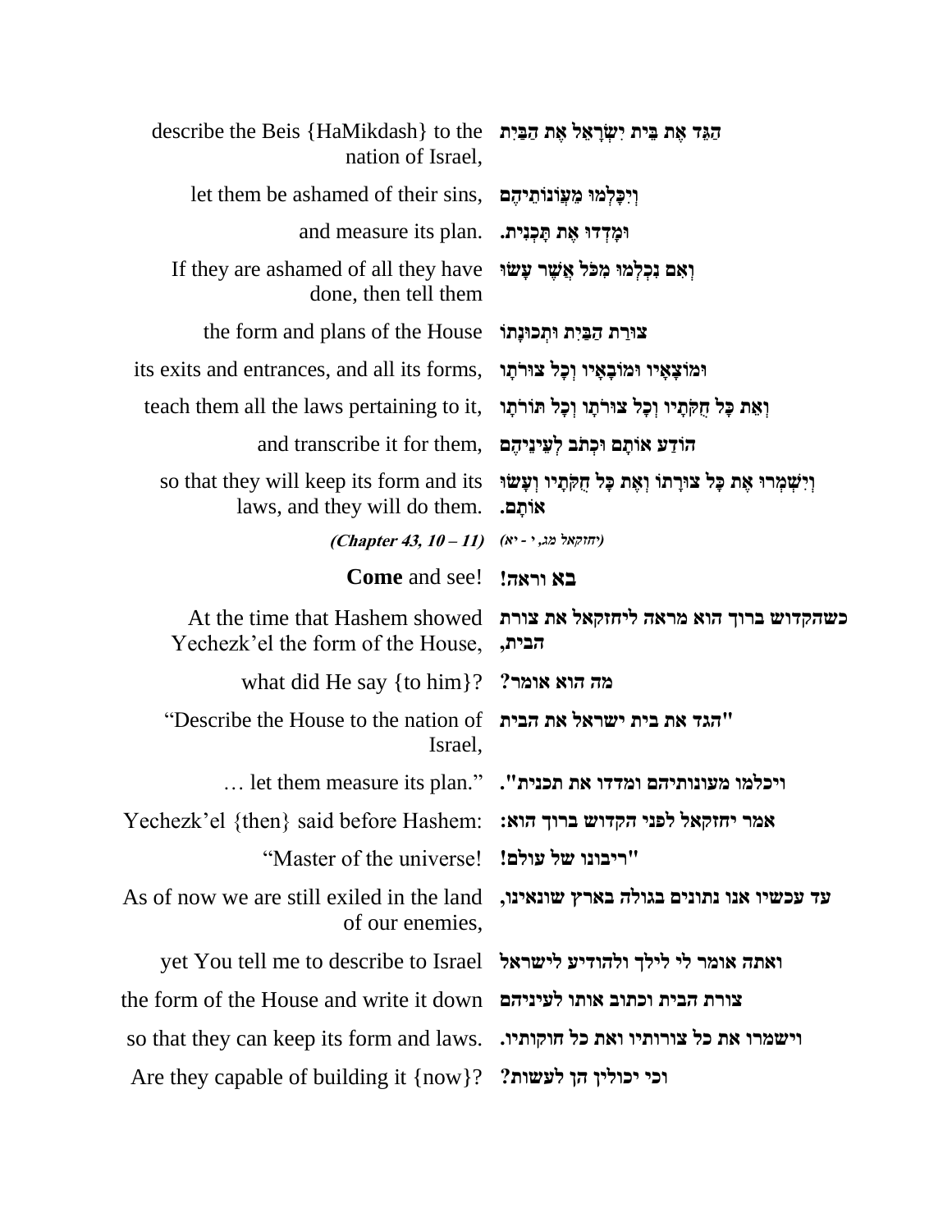| | |
|---|---|
| describe the Beis {HaMikdash} to the nation of Israel, | הַגֵּד אֶת בֵּית יִשְׂרָאֵל אֶת הַבַּיִת |
| let them be ashamed of their sins, | וְיִכָּלְמוּ מֵעֲוֺנוֹתֵיהֶם |
| and measure its plan. | וּמָדְדוּ אֶת תָּכְנִית. |
| If they are ashamed of all they have done, then tell them | וְאִם נִכְלְמוּ מִכֹּל אֲשֶׁר עָשׂוּ |
| the form and plans of the House | צוּרַת הַבַּיִת וּתְכוּנָתוֹ |
| its exits and entrances, and all its forms, | וּמוֹצָאָיו וּמוֹבָאָיו וְכָל צוּרֹתָו |
| teach them all the laws pertaining to it, | וְאֵת כָּל חֻקֹּתָיו וְכָל צוּרֹתָו וְכָל תּוֹרֹתָו |
| and transcribe it for them, | הוֹדַע אוֹתָם וּכְתֹב לְעֵינֵיהֶם |
| so that they will keep its form and its laws, and they will do them. | וְיִשְׁמְרוּ אֶת כָּל צוּרָתוֹ וְאֶת כָּל חֻקֹּתָיו וְעָשׂוּ אוֹתָם. |
| ***(Chapter 43, 10 – 11)*** | *(יחזקאל מג, י - יא)* |
| **Come** and see! | **בא וראה!** |
| At the time that Hashem showed Yechezk'el the form of the House, | **כשהקדוש ברוך הוא מראה ליחזקאל את צורת הבית,** |
| what did He say {to him}? | **מה הוא אומר?** |
| "Describe the House to the nation of Israel, | **"הגד את בית ישראל את הבית** |
| … let them measure its plan." | **ויכלמו מעונותיהם ומדדו את תכנית".** |
| Yechezk'el {then} said before Hashem: | **אמר יחזקאל לפני הקדוש ברוך הוא:** |
| "Master of the universe! | **"ריבונו של עולם!** |
| As of now we are still exiled in the land of our enemies, | **עד עכשיו אנו נתונים בגולה בארץ שונאינו,** |
| yet You tell me to describe to Israel | **ואתה אומר לי לילך ולהודיע לישראל** |
| the form of the House and write it down | **צורת הבית וכתוב אותו לעיניהם** |
| so that they can keep its form and laws. | **וישמרו את כל צורותיו ואת כל חוקותיו.** |
| Are they capable of building it {now}? | **וכי יכולין הן לעשות?** |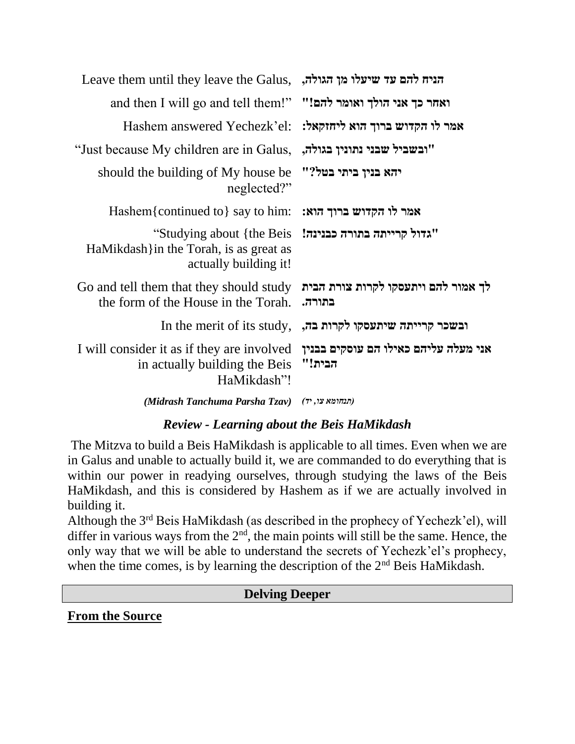| | |
|---|---|
| Leave them until they leave the Galus, | **הניח להם עד שיעלו מן הגולה,** |
| and then I will go and tell them!" | **ואחר כך אני הולך ואומר להם!"** |
| Hashem answered Yechezk'el: | **אמר לו הקדוש ברוך הוא ליחזקאל:** |
| "Just because My children are in Galus, | **"ובשביל שבני נתונין בגולה,** |
| should the building of My house be neglected?" | **יהא בנין ביתי בטל?"** |
| Hashem{continued to} say to him: | **אמר לו הקדוש ברוך הוא:** |
| "Studying about {the Beis HaMikdash}in the Torah, is as great as actually building it! | **"גדול קרייתה בתורה כבנינה!** |
| Go and tell them that they should study the form of the House in the Torah. | **לך אמור להם ויתעסקו לקרות צורת הבית בתורה.** |
| In the merit of its study, | **ובשכר קרייתה שיתעסקו לקרות בה,** |
| I will consider it as if they are involved in actually building the Beis HaMikdash"! | **אני מעלה עליהם כאילו הם עוסקים בבנין הבית!"** |
| ***(Midrash Tanchuma Parsha Tzav)*** | ***(תנחומא צו, יד)*** |

### *Review - Learning about the Beis HaMikdash*

The Mitzva to build a Beis HaMikdash is applicable to all times. Even when we are in Galus and unable to actually build it, we are commanded to do everything that is within our power in readying ourselves, through studying the laws of the Beis HaMikdash, and this is considered by Hashem as if we are actually involved in building it.

Although the 3rd Beis HaMikdash (as described in the prophecy of Yechezk'el), will differ in various ways from the 2nd, the main points will still be the same. Hence, the only way that we will be able to understand the secrets of Yechezk'el's prophecy, when the time comes, is by learning the description of the 2nd Beis HaMikdash.

## Delving Deeper

**From the Source**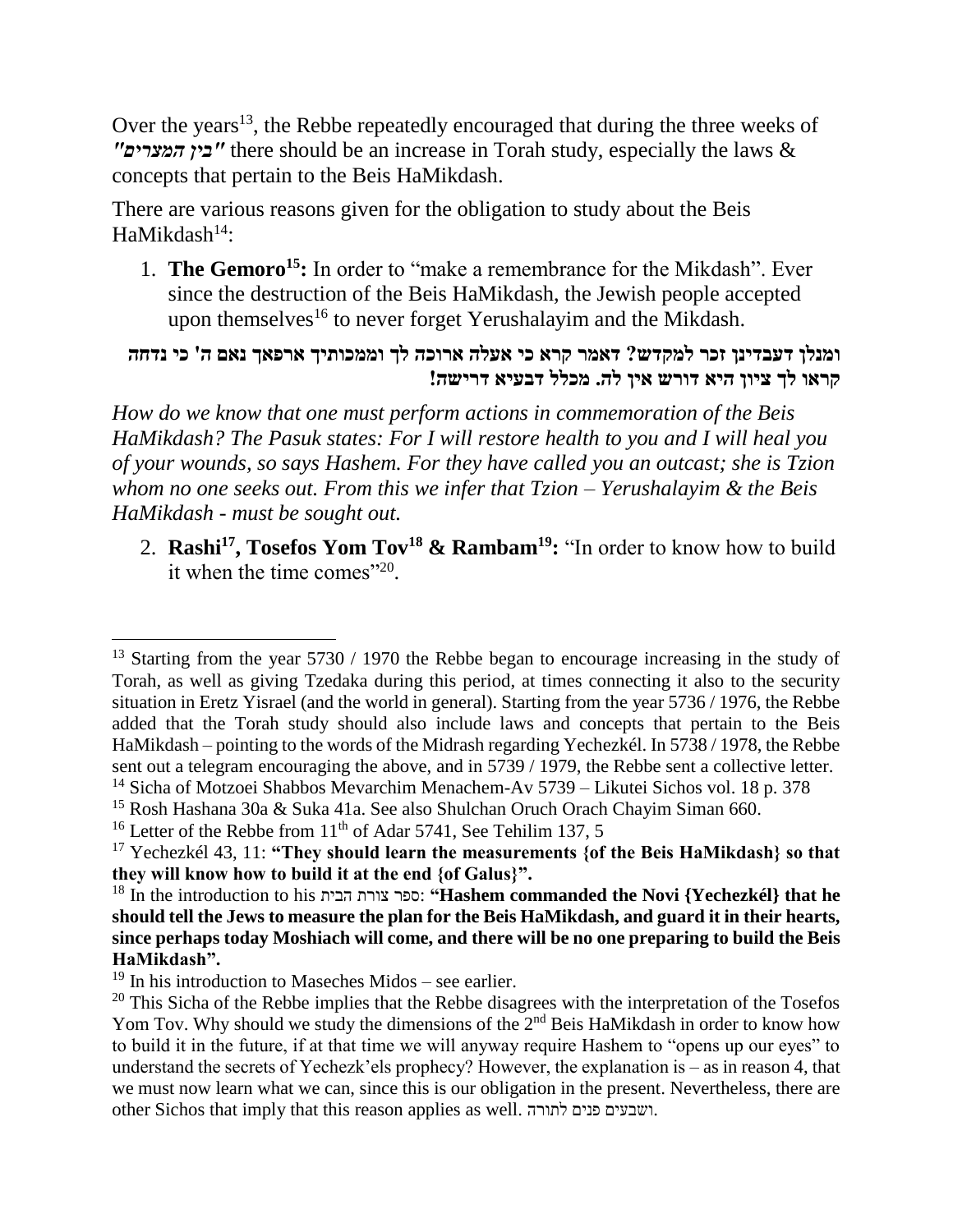Over the years[13], the Rebbe repeatedly encouraged that during the three weeks of ***"בין המצרים"*** there should be an increase in Torah study, especially the laws & concepts that pertain to the Beis HaMikdash.

There are various reasons given for the obligation to study about the Beis HaMikdash[14]:

1. **The Gemoro[15]:** In order to "make a remembrance for the Mikdash". Ever since the destruction of the Beis HaMikdash, the Jewish people accepted upon themselves[16] to never forget Yerushalayim and the Mikdash.

**ומנלן דעבדינן זכר למקדש? דאמר קרא כי אעלה ארוכה לך וממכותיך ארפאך נאם ה' כי נדחה קראו לך ציון היא דורש אין לה. מכלל דבעיא דרישה!**

*How do we know that one must perform actions in commemoration of the Beis HaMikdash? The Pasuk states: For I will restore health to you and I will heal you of your wounds, so says Hashem. For they have called you an outcast; she is Tzion whom no one seeks out. From this we infer that Tzion – Yerushalayim & the Beis HaMikdash - must be sought out.*

2. **Rashi[17], Tosefos Yom Tov[18] & Rambam[19]:** "In order to know how to build it when the time comes"[20].

---

[13] Starting from the year 5730 / 1970 the Rebbe began to encourage increasing in the study of Torah, as well as giving Tzedaka during this period, at times connecting it also to the security situation in Eretz Yisrael (and the world in general). Starting from the year 5736 / 1976, the Rebbe added that the Torah study should also include laws and concepts that pertain to the Beis HaMikdash – pointing to the words of the Midrash regarding Yechezkél. In 5738 / 1978, the Rebbe sent out a telegram encouraging the above, and in 5739 / 1979, the Rebbe sent a collective letter.

[14] Sicha of Motzoei Shabbos Mevarchim Menachem-Av 5739 – Likutei Sichos vol. 18 p. 378

[15] Rosh Hashana 30a & Suka 41a. See also Shulchan Oruch Orach Chayim Siman 660.

[16] Letter of the Rebbe from 11th of Adar 5741, See Tehilim 137, 5

[17] Yechezkél 43, 11: **"They should learn the measurements {of the Beis HaMikdash} so that they will know how to build it at the end {of Galus}".**

[18] In the introduction to his ספר צורת הבית: **"Hashem commanded the Novi {Yechezkél} that he should tell the Jews to measure the plan for the Beis HaMikdash, and guard it in their hearts, since perhaps today Moshiach will come, and there will be no one preparing to build the Beis HaMikdash".**

[19] In his introduction to Maseches Midos – see earlier.

[20] This Sicha of the Rebbe implies that the Rebbe disagrees with the interpretation of the Tosefos Yom Tov. Why should we study the dimensions of the 2nd Beis HaMikdash in order to know how to build it in the future, if at that time we will anyway require Hashem to "opens up our eyes" to understand the secrets of Yechezk'els prophecy? However, the explanation is – as in reason 4, that we must now learn what we can, since this is our obligation in the present. Nevertheless, there are other Sichos that imply that this reason applies as well. ושבעים פנים לתורה.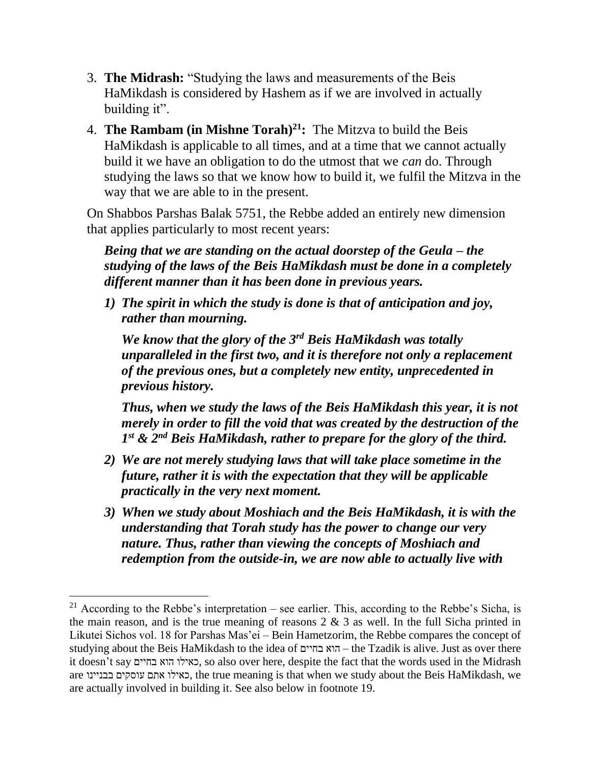3. **The Midrash:** "Studying the laws and measurements of the Beis HaMikdash is considered by Hashem as if we are involved in actually building it".
4. **The Rambam (in Mishne Torah)[21]:** The Mitzva to build the Beis HaMikdash is applicable to all times, and at a time that we cannot actually build it we have an obligation to do the utmost that we *can* do. Through studying the laws so that we know how to build it, we fulfil the Mitzva in the way that we are able to in the present.

On Shabbos Parshas Balak 5751, the Rebbe added an entirely new dimension that applies particularly to most recent years:

***Being that we are standing on the actual doorstep of the Geula – the studying of the laws of the Beis HaMikdash must be done in a completely different manner than it has been done in previous years.***

1) ***The spirit in which the study is done is that of anticipation and joy, rather than mourning.***

   ***We know that the glory of the 3rd Beis HaMikdash was totally unparalleled in the first two, and it is therefore not only a replacement of the previous ones, but a completely new entity, unprecedented in previous history.***

   ***Thus, when we study the laws of the Beis HaMikdash this year, it is not merely in order to fill the void that was created by the destruction of the 1st & 2nd Beis HaMikdash, rather to prepare for the glory of the third.***

2) ***We are not merely studying laws that will take place sometime in the future, rather it is with the expectation that they will be applicable practically in the very next moment.***

3) ***When we study about Moshiach and the Beis HaMikdash, it is with the understanding that Torah study has the power to change our very nature. Thus, rather than viewing the concepts of Moshiach and redemption from the outside-in, we are now able to actually live with***

---

[21] According to the Rebbe's interpretation – see earlier. This, according to the Rebbe's Sicha, is the main reason, and is the true meaning of reasons 2 & 3 as well. In the full Sicha printed in Likutei Sichos vol. 18 for Parshas Mas'ei – Bein Hametzorim, the Rebbe compares the concept of studying about the Beis HaMikdash to the idea of הוא בחיים – the Tzadik is alive. Just as over there it doesn't say כאילו הוא בחיים, so also over here, despite the fact that the words used in the Midrash are כאילו אתם עוסקים בבניינו, the true meaning is that when we study about the Beis HaMikdash, we are actually involved in building it. See also below in footnote 19.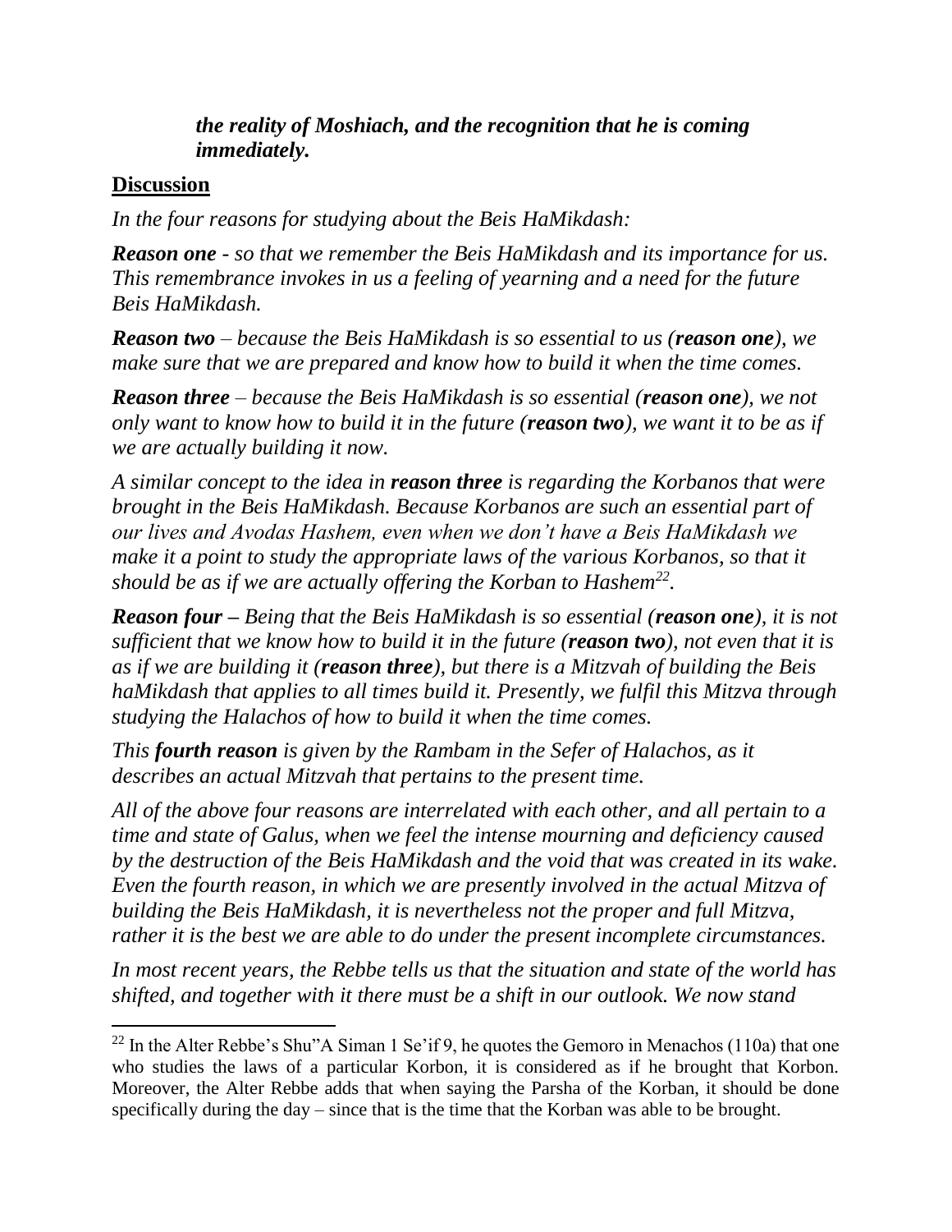***the reality of Moshiach, and the recognition that he is coming immediately.***

## Discussion

*In the four reasons for studying about the Beis HaMikdash:*

***Reason one*** *- so that we remember the Beis HaMikdash and its importance for us. This remembrance invokes in us a feeling of yearning and a need for the future Beis HaMikdash.*

***Reason two*** *– because the Beis HaMikdash is so essential to us (**reason one**), we make sure that we are prepared and know how to build it when the time comes.*

***Reason three*** *– because the Beis HaMikdash is so essential (**reason one**), we not only want to know how to build it in the future (**reason two**), we want it to be as if we are actually building it now.*

*A similar concept to the idea in **reason three** is regarding the Korbanos that were brought in the Beis HaMikdash. Because Korbanos are such an essential part of our lives and Avodas Hashem, even when we don't have a Beis HaMikdash we make it a point to study the appropriate laws of the various Korbanos, so that it should be as if we are actually offering the Korban to Hashem[22].*

***Reason four –*** *Being that the Beis HaMikdash is so essential (**reason one**), it is not sufficient that we know how to build it in the future (**reason two**), not even that it is as if we are building it (**reason three**), but there is a Mitzvah of building the Beis haMikdash that applies to all times build it. Presently, we fulfil this Mitzva through studying the Halachos of how to build it when the time comes.*

*This **fourth reason** is given by the Rambam in the Sefer of Halachos, as it describes an actual Mitzvah that pertains to the present time.*

*All of the above four reasons are interrelated with each other, and all pertain to a time and state of Galus, when we feel the intense mourning and deficiency caused by the destruction of the Beis HaMikdash and the void that was created in its wake. Even the fourth reason, in which we are presently involved in the actual Mitzva of building the Beis HaMikdash, it is nevertheless not the proper and full Mitzva, rather it is the best we are able to do under the present incomplete circumstances.*

*In most recent years, the Rebbe tells us that the situation and state of the world has shifted, and together with it there must be a shift in our outlook. We now stand*

---

[22] In the Alter Rebbe's Shu"A Siman 1 Se'if 9, he quotes the Gemoro in Menachos (110a) that one who studies the laws of a particular Korbon, it is considered as if he brought that Korbon. Moreover, the Alter Rebbe adds that when saying the Parsha of the Korban, it should be done specifically during the day – since that is the time that the Korban was able to be brought.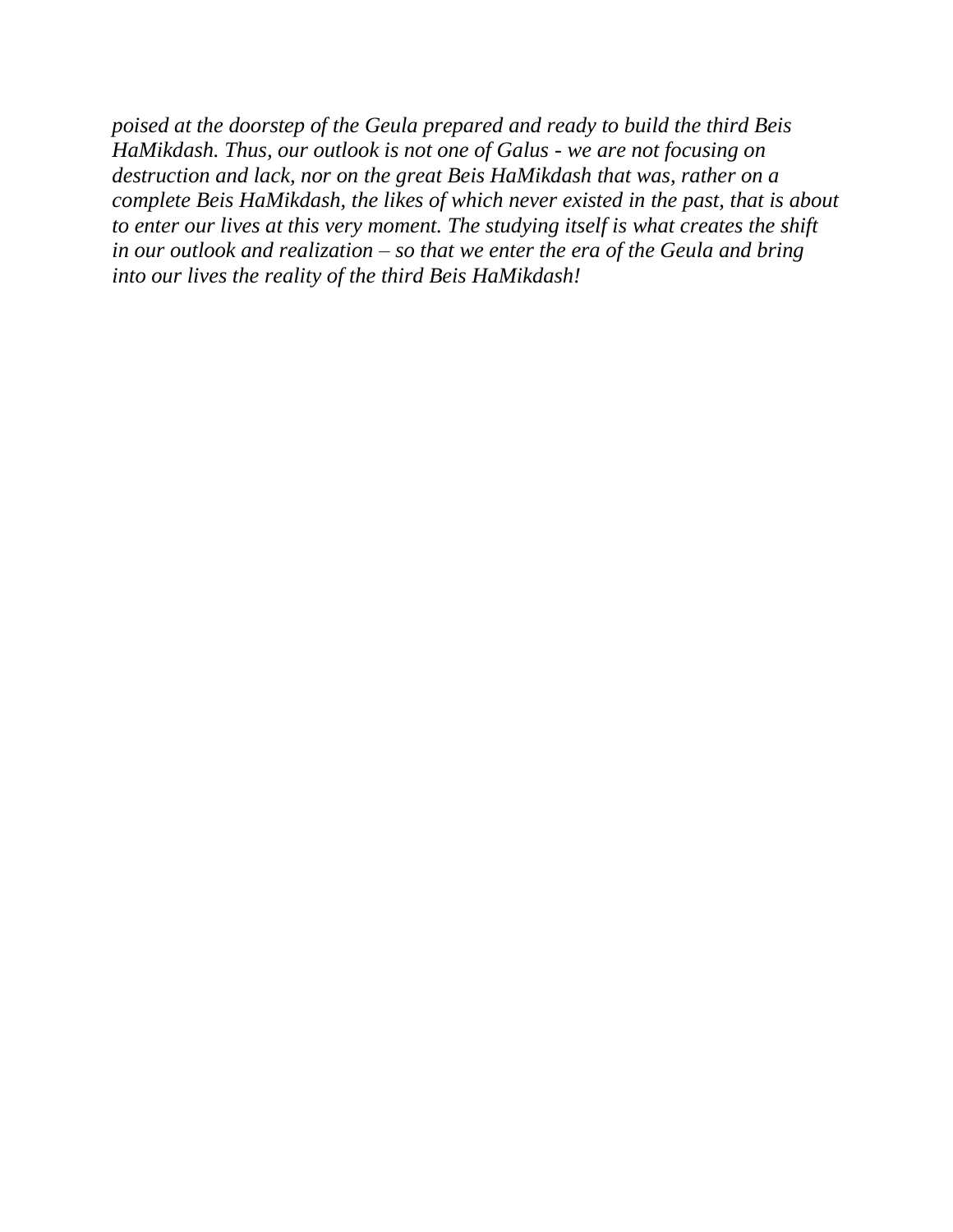*poised at the doorstep of the Geula prepared and ready to build the third Beis HaMikdash. Thus, our outlook is not one of Galus - we are not focusing on destruction and lack, nor on the great Beis HaMikdash that was, rather on a complete Beis HaMikdash, the likes of which never existed in the past, that is about to enter our lives at this very moment. The studying itself is what creates the shift in our outlook and realization – so that we enter the era of the Geula and bring into our lives the reality of the third Beis HaMikdash!*